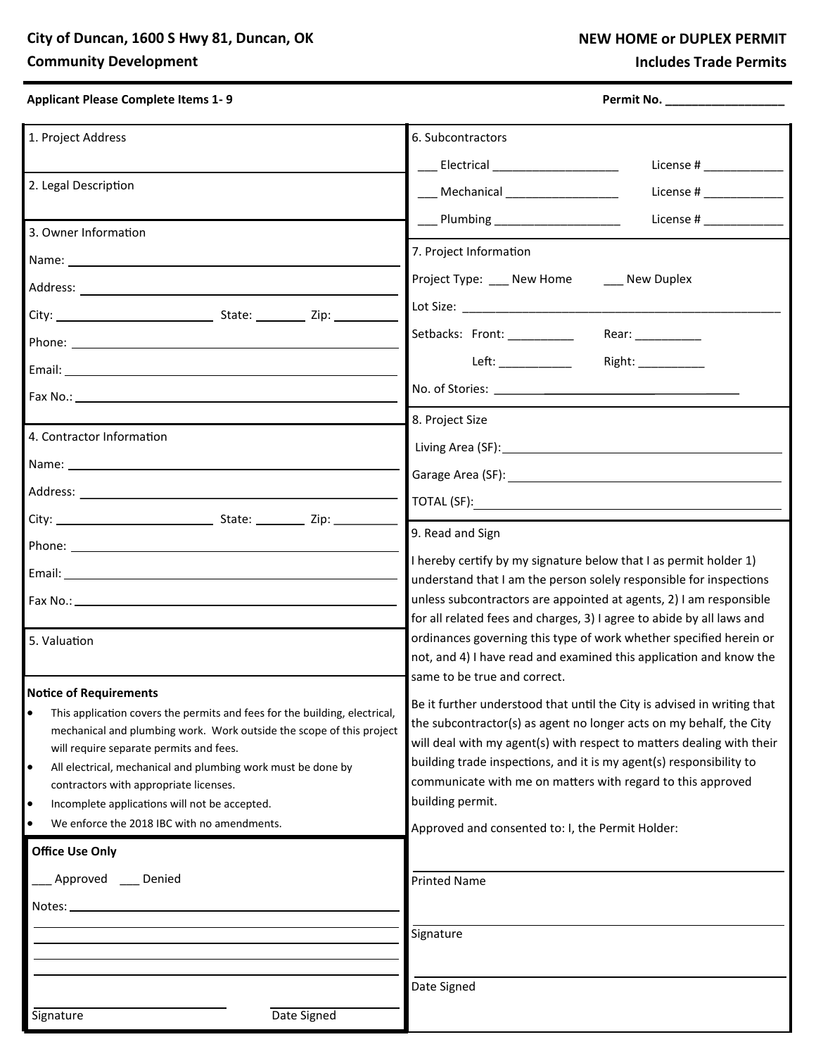**City of Duncan, 1600 S Hwy 81, Duncan, OK**
**Community Development**

**NEW HOME or DUPLEX PERMIT**
**Includes Trade Permits**

**Applicant Please Complete Items 1- 9**

**Permit No. ___________________**

1. Project Address

2. Legal Description

3. Owner Information

Name: 

Address: 

City: State: Zip: 

Phone: 

Email: 

Fax No.: 

4. Contractor Information

Name: 

Address: 

City: State: Zip: 

Phone: 

Email: 

Fax No.: 

5. Valuation

**Notice of Requirements**

- This application covers the permits and fees for the building, electrical, mechanical and plumbing work. Work outside the scope of this project will require separate permits and fees.
- All electrical, mechanical and plumbing work must be done by contractors with appropriate licenses.
- Incomplete applications will not be accepted.
- We enforce the 2018 IBC with no amendments.

**Office Use Only**

___ Approved ___ Denied

Notes: 

Signature

Date Signed

6. Subcontractors

___ Electrical ____________________ License # _____________

___ Mechanical __________________ License # _____________

___ Plumbing ____________________ License # _____________

7. Project Information

Project Type: ___ New Home ___ New Duplex

Lot Size: ____________________________________________________

Setbacks: Front: __________ Rear: __________

Left: ___________ Right: __________

No. of Stories: ________________________________________

8. Project Size

Living Area (SF): 

Garage Area (SF): 

TOTAL (SF): 

9. Read and Sign

I hereby certify by my signature below that I as permit holder 1) understand that I am the person solely responsible for inspections unless subcontractors are appointed at agents, 2) I am responsible for all related fees and charges, 3) I agree to abide by all laws and ordinances governing this type of work whether specified herein or not, and 4) I have read and examined this application and know the same to be true and correct.

Be it further understood that until the City is advised in writing that the subcontractor(s) as agent no longer acts on my behalf, the City will deal with my agent(s) with respect to matters dealing with their building trade inspections, and it is my agent(s) responsibility to communicate with me on matters with regard to this approved building permit.

Approved and consented to: I, the Permit Holder:

Printed Name

Signature

Date Signed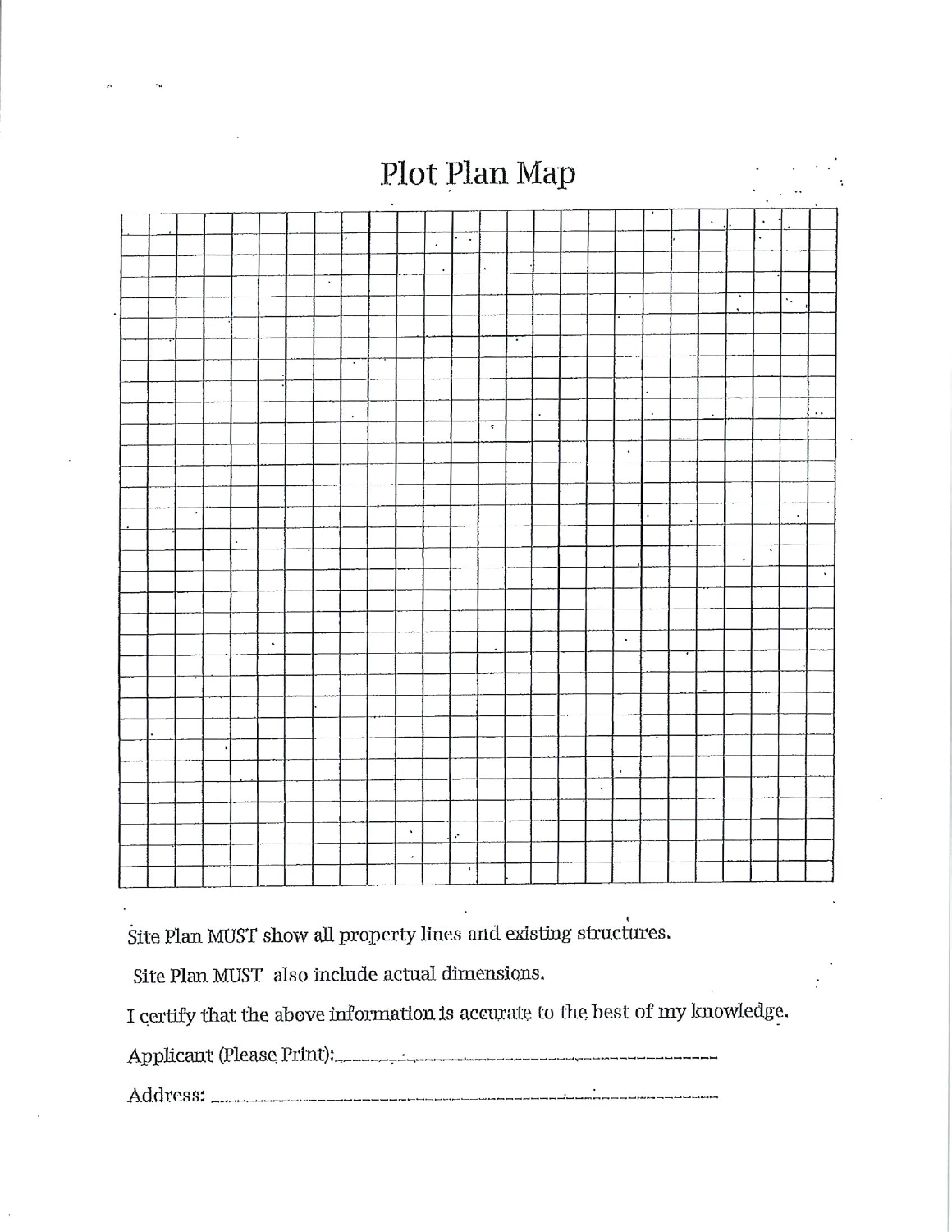# Plot Plan Map

Site Plan MUST show all property lines and existing structures.

Site Plan MUST also include actual dimensions.

I certify that the above information is accurate to the best of my knowledge.

Applicant (Please Print):________________________________________

Address: ________________________________________________